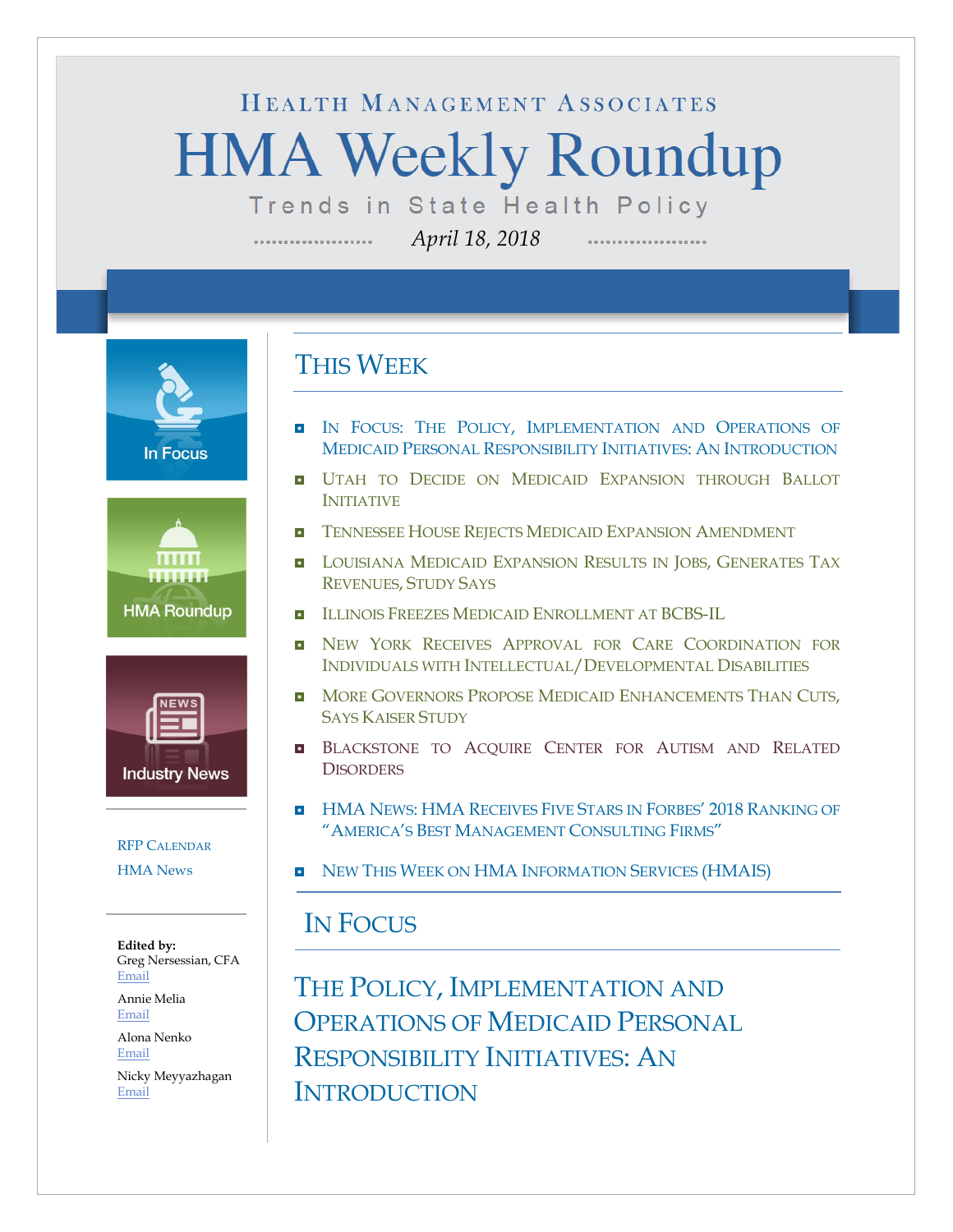HEALTH MANAGEMENT ASSOCIATES

# HMA Weekly Roundup

Trends in State Health Policy

*April 18, 2018*

In Focus

HMA Roundup

Industry News

RFP CALENDAR

HMA News

**Edited by:**
Greg Nersessian, CFA
Email

Annie Melia
Email

Alona Nenko
Email

Nicky Meyyazhagan
Email

## THIS WEEK

- IN FOCUS: THE POLICY, IMPLEMENTATION AND OPERATIONS OF MEDICAID PERSONAL RESPONSIBILITY INITIATIVES: AN INTRODUCTION
- UTAH TO DECIDE ON MEDICAID EXPANSION THROUGH BALLOT INITIATIVE
- TENNESSEE HOUSE REJECTS MEDICAID EXPANSION AMENDMENT
- LOUISIANA MEDICAID EXPANSION RESULTS IN JOBS, GENERATES TAX REVENUES, STUDY SAYS
- ILLINOIS FREEZES MEDICAID ENROLLMENT AT BCBS-IL
- NEW YORK RECEIVES APPROVAL FOR CARE COORDINATION FOR INDIVIDUALS WITH INTELLECTUAL/DEVELOPMENTAL DISABILITIES
- MORE GOVERNORS PROPOSE MEDICAID ENHANCEMENTS THAN CUTS, SAYS KAISER STUDY
- BLACKSTONE TO ACQUIRE CENTER FOR AUTISM AND RELATED DISORDERS
- HMA NEWS: HMA RECEIVES FIVE STARS IN FORBES' 2018 RANKING OF "AMERICA'S BEST MANAGEMENT CONSULTING FIRMS"
- NEW THIS WEEK ON HMA INFORMATION SERVICES (HMAIS)

## IN FOCUS

### THE POLICY, IMPLEMENTATION AND OPERATIONS OF MEDICAID PERSONAL RESPONSIBILITY INITIATIVES: AN INTRODUCTION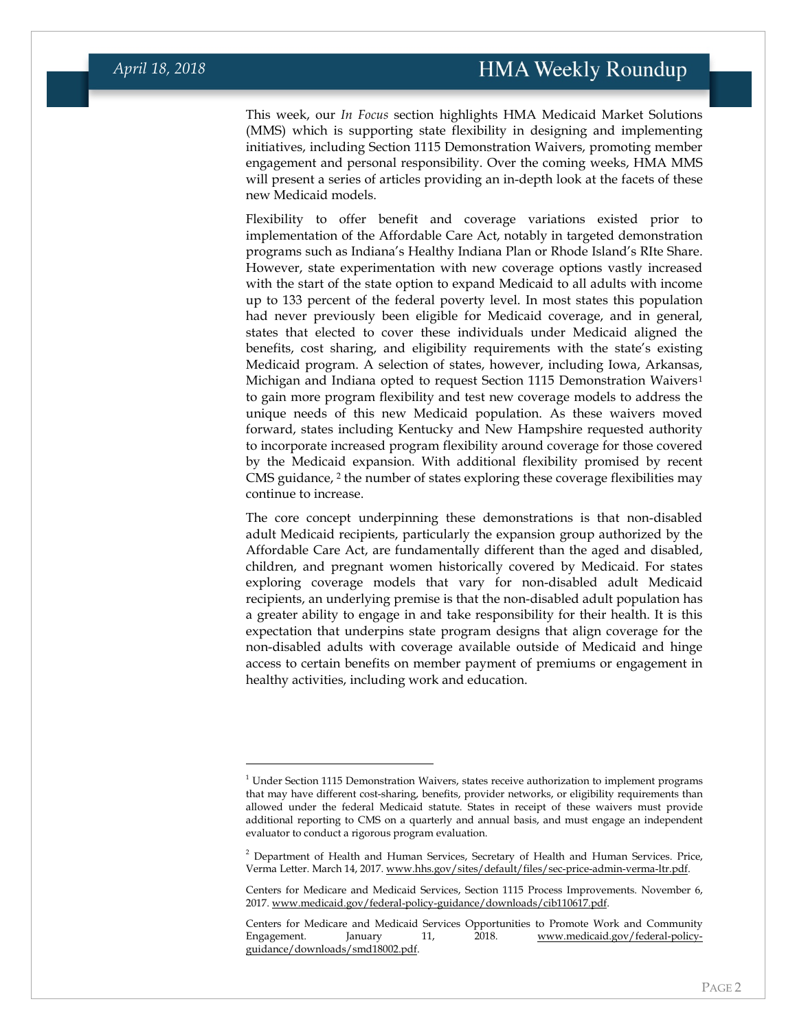This week, our *In Focus* section highlights HMA Medicaid Market Solutions (MMS) which is supporting state flexibility in designing and implementing initiatives, including Section 1115 Demonstration Waivers, promoting member engagement and personal responsibility. Over the coming weeks, HMA MMS will present a series of articles providing an in-depth look at the facets of these new Medicaid models.

Flexibility to offer benefit and coverage variations existed prior to implementation of the Affordable Care Act, notably in targeted demonstration programs such as Indiana's Healthy Indiana Plan or Rhode Island's RIte Share. However, state experimentation with new coverage options vastly increased with the start of the state option to expand Medicaid to all adults with income up to 133 percent of the federal poverty level. In most states this population had never previously been eligible for Medicaid coverage, and in general, states that elected to cover these individuals under Medicaid aligned the benefits, cost sharing, and eligibility requirements with the state's existing Medicaid program. A selection of states, however, including Iowa, Arkansas, Michigan and Indiana opted to request Section 1115 Demonstration Waivers[1] to gain more program flexibility and test new coverage models to address the unique needs of this new Medicaid population. As these waivers moved forward, states including Kentucky and New Hampshire requested authority to incorporate increased program flexibility around coverage for those covered by the Medicaid expansion. With additional flexibility promised by recent CMS guidance, [2] the number of states exploring these coverage flexibilities may continue to increase.

The core concept underpinning these demonstrations is that non-disabled adult Medicaid recipients, particularly the expansion group authorized by the Affordable Care Act, are fundamentally different than the aged and disabled, children, and pregnant women historically covered by Medicaid. For states exploring coverage models that vary for non-disabled adult Medicaid recipients, an underlying premise is that the non-disabled adult population has a greater ability to engage in and take responsibility for their health. It is this expectation that underpins state program designs that align coverage for the non-disabled adults with coverage available outside of Medicaid and hinge access to certain benefits on member payment of premiums or engagement in healthy activities, including work and education.

---

[1] Under Section 1115 Demonstration Waivers, states receive authorization to implement programs that may have different cost-sharing, benefits, provider networks, or eligibility requirements than allowed under the federal Medicaid statute. States in receipt of these waivers must provide additional reporting to CMS on a quarterly and annual basis, and must engage an independent evaluator to conduct a rigorous program evaluation.

[2] Department of Health and Human Services, Secretary of Health and Human Services. Price, Verma Letter. March 14, 2017. www.hhs.gov/sites/default/files/sec-price-admin-verma-ltr.pdf.

Centers for Medicare and Medicaid Services, Section 1115 Process Improvements. November 6, 2017. www.medicaid.gov/federal-policy-guidance/downloads/cib110617.pdf.

Centers for Medicare and Medicaid Services Opportunities to Promote Work and Community Engagement. January 11, 2018. www.medicaid.gov/federal-policy-guidance/downloads/smd18002.pdf.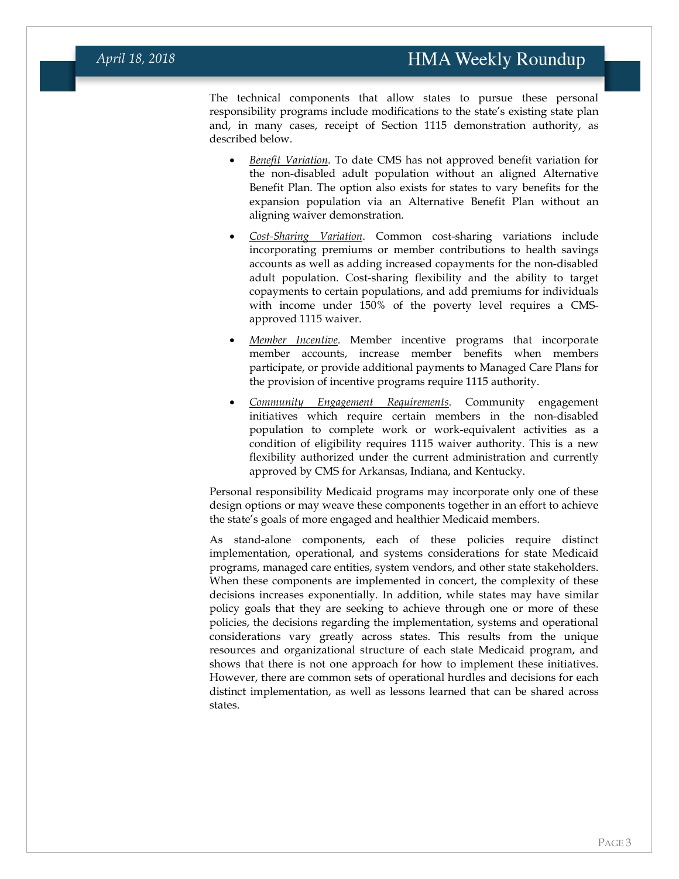The technical components that allow states to pursue these personal responsibility programs include modifications to the state's existing state plan and, in many cases, receipt of Section 1115 demonstration authority, as described below.

- *Benefit Variation*. To date CMS has not approved benefit variation for the non-disabled adult population without an aligned Alternative Benefit Plan. The option also exists for states to vary benefits for the expansion population via an Alternative Benefit Plan without an aligning waiver demonstration.
- *Cost-Sharing Variation*. Common cost-sharing variations include incorporating premiums or member contributions to health savings accounts as well as adding increased copayments for the non-disabled adult population. Cost-sharing flexibility and the ability to target copayments to certain populations, and add premiums for individuals with income under 150% of the poverty level requires a CMS-approved 1115 waiver.
- *Member Incentive*. Member incentive programs that incorporate member accounts, increase member benefits when members participate, or provide additional payments to Managed Care Plans for the provision of incentive programs require 1115 authority.
- *Community Engagement Requirements*. Community engagement initiatives which require certain members in the non-disabled population to complete work or work-equivalent activities as a condition of eligibility requires 1115 waiver authority. This is a new flexibility authorized under the current administration and currently approved by CMS for Arkansas, Indiana, and Kentucky.

Personal responsibility Medicaid programs may incorporate only one of these design options or may weave these components together in an effort to achieve the state's goals of more engaged and healthier Medicaid members.

As stand-alone components, each of these policies require distinct implementation, operational, and systems considerations for state Medicaid programs, managed care entities, system vendors, and other state stakeholders. When these components are implemented in concert, the complexity of these decisions increases exponentially. In addition, while states may have similar policy goals that they are seeking to achieve through one or more of these policies, the decisions regarding the implementation, systems and operational considerations vary greatly across states. This results from the unique resources and organizational structure of each state Medicaid program, and shows that there is not one approach for how to implement these initiatives. However, there are common sets of operational hurdles and decisions for each distinct implementation, as well as lessons learned that can be shared across states.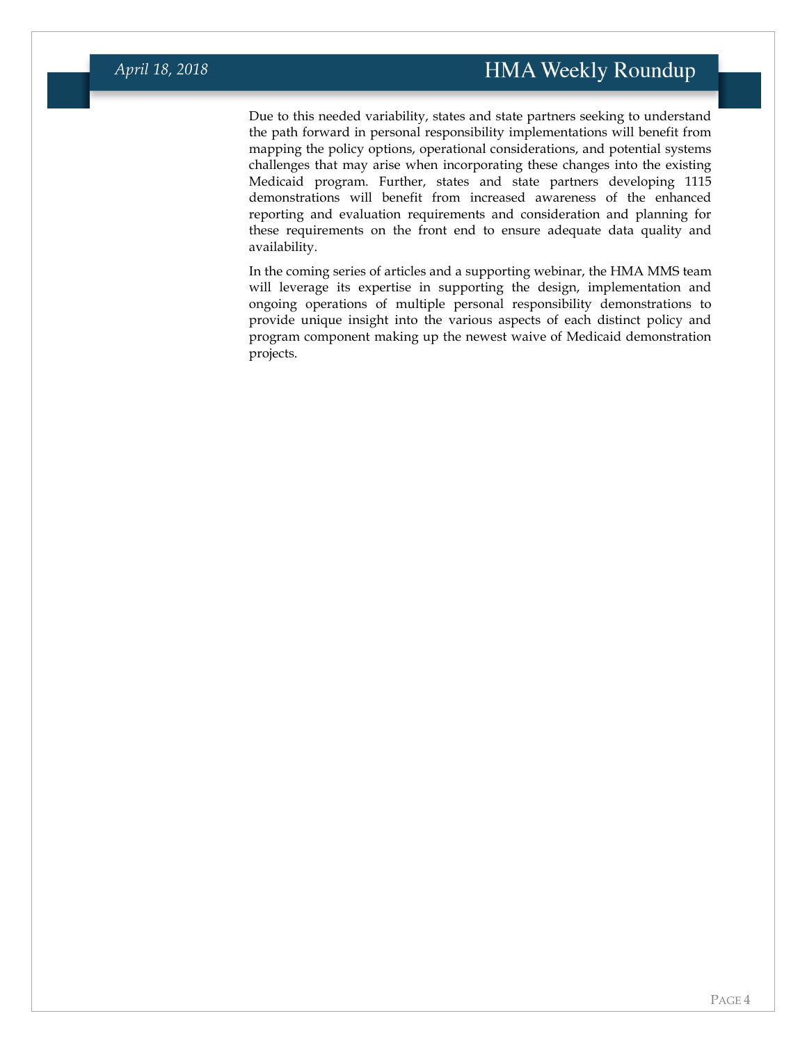Due to this needed variability, states and state partners seeking to understand the path forward in personal responsibility implementations will benefit from mapping the policy options, operational considerations, and potential systems challenges that may arise when incorporating these changes into the existing Medicaid program. Further, states and state partners developing 1115 demonstrations will benefit from increased awareness of the enhanced reporting and evaluation requirements and consideration and planning for these requirements on the front end to ensure adequate data quality and availability.

In the coming series of articles and a supporting webinar, the HMA MMS team will leverage its expertise in supporting the design, implementation and ongoing operations of multiple personal responsibility demonstrations to provide unique insight into the various aspects of each distinct policy and program component making up the newest waive of Medicaid demonstration projects.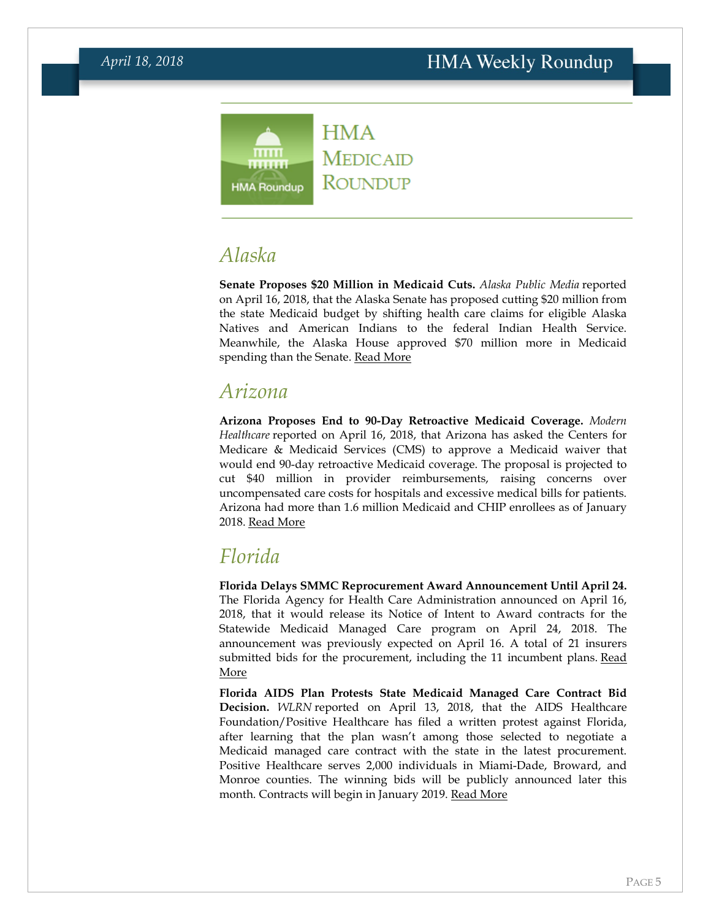# HMA Medicaid Roundup

## Alaska

**Senate Proposes $20 Million in Medicaid Cuts.** *Alaska Public Media* reported on April 16, 2018, that the Alaska Senate has proposed cutting $20 million from the state Medicaid budget by shifting health care claims for eligible Alaska Natives and American Indians to the federal Indian Health Service. Meanwhile, the Alaska House approved $70 million more in Medicaid spending than the Senate. Read More

## Arizona

**Arizona Proposes End to 90-Day Retroactive Medicaid Coverage.** *Modern Healthcare* reported on April 16, 2018, that Arizona has asked the Centers for Medicare & Medicaid Services (CMS) to approve a Medicaid waiver that would end 90-day retroactive Medicaid coverage. The proposal is projected to cut $40 million in provider reimbursements, raising concerns over uncompensated care costs for hospitals and excessive medical bills for patients. Arizona had more than 1.6 million Medicaid and CHIP enrollees as of January 2018. Read More

## Florida

**Florida Delays SMMC Reprocurement Award Announcement Until April 24.** The Florida Agency for Health Care Administration announced on April 16, 2018, that it would release its Notice of Intent to Award contracts for the Statewide Medicaid Managed Care program on April 24, 2018. The announcement was previously expected on April 16. A total of 21 insurers submitted bids for the procurement, including the 11 incumbent plans. Read More

**Florida AIDS Plan Protests State Medicaid Managed Care Contract Bid Decision.** *WLRN* reported on April 13, 2018, that the AIDS Healthcare Foundation/Positive Healthcare has filed a written protest against Florida, after learning that the plan wasn't among those selected to negotiate a Medicaid managed care contract with the state in the latest procurement. Positive Healthcare serves 2,000 individuals in Miami-Dade, Broward, and Monroe counties. The winning bids will be publicly announced later this month. Contracts will begin in January 2019. Read More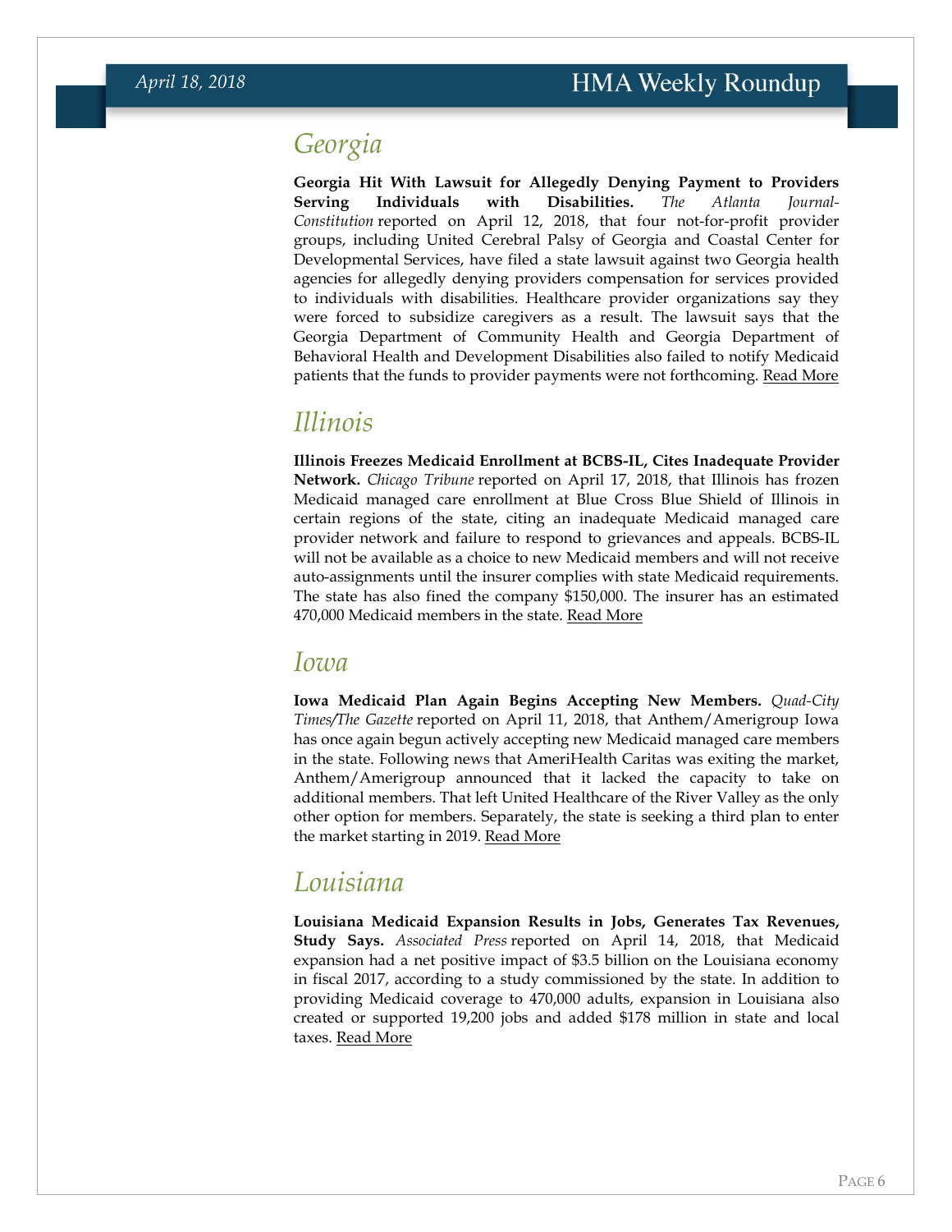## Georgia

**Georgia Hit With Lawsuit for Allegedly Denying Payment to Providers Serving Individuals with Disabilities.** *The Atlanta Journal-Constitution* reported on April 12, 2018, that four not-for-profit provider groups, including United Cerebral Palsy of Georgia and Coastal Center for Developmental Services, have filed a state lawsuit against two Georgia health agencies for allegedly denying providers compensation for services provided to individuals with disabilities. Healthcare provider organizations say they were forced to subsidize caregivers as a result. The lawsuit says that the Georgia Department of Community Health and Georgia Department of Behavioral Health and Development Disabilities also failed to notify Medicaid patients that the funds to provider payments were not forthcoming. Read More

## Illinois

**Illinois Freezes Medicaid Enrollment at BCBS-IL, Cites Inadequate Provider Network.** *Chicago Tribune* reported on April 17, 2018, that Illinois has frozen Medicaid managed care enrollment at Blue Cross Blue Shield of Illinois in certain regions of the state, citing an inadequate Medicaid managed care provider network and failure to respond to grievances and appeals. BCBS-IL will not be available as a choice to new Medicaid members and will not receive auto-assignments until the insurer complies with state Medicaid requirements. The state has also fined the company $150,000. The insurer has an estimated 470,000 Medicaid members in the state. Read More

## Iowa

**Iowa Medicaid Plan Again Begins Accepting New Members.** *Quad-City Times/The Gazette* reported on April 11, 2018, that Anthem/Amerigroup Iowa has once again begun actively accepting new Medicaid managed care members in the state. Following news that AmeriHealth Caritas was exiting the market, Anthem/Amerigroup announced that it lacked the capacity to take on additional members. That left United Healthcare of the River Valley as the only other option for members. Separately, the state is seeking a third plan to enter the market starting in 2019. Read More

## Louisiana

**Louisiana Medicaid Expansion Results in Jobs, Generates Tax Revenues, Study Says.** *Associated Press* reported on April 14, 2018, that Medicaid expansion had a net positive impact of $3.5 billion on the Louisiana economy in fiscal 2017, according to a study commissioned by the state. In addition to providing Medicaid coverage to 470,000 adults, expansion in Louisiana also created or supported 19,200 jobs and added $178 million in state and local taxes. Read More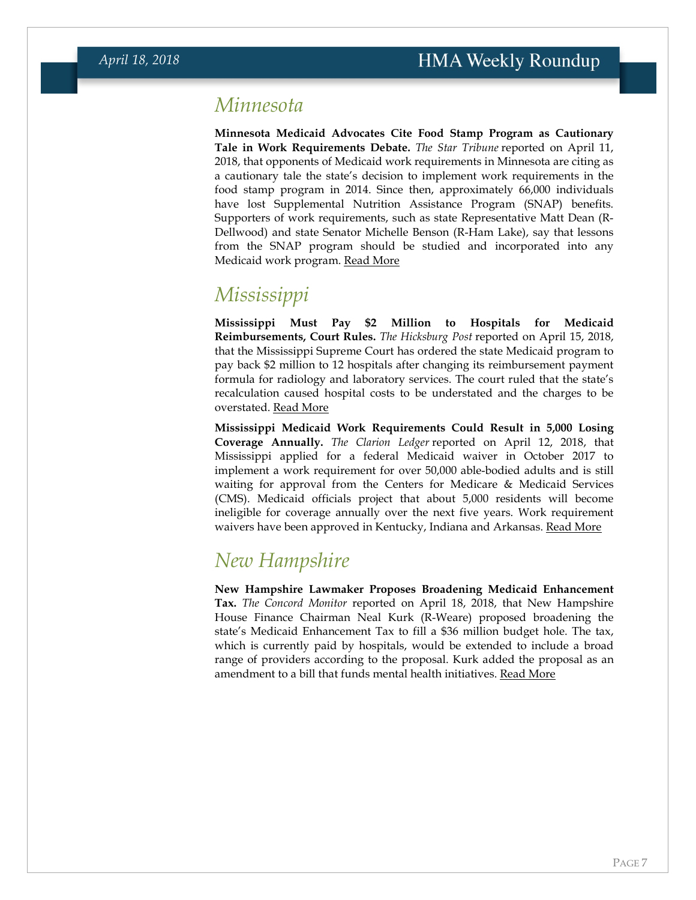## Minnesota

**Minnesota Medicaid Advocates Cite Food Stamp Program as Cautionary Tale in Work Requirements Debate.** *The Star Tribune* reported on April 11, 2018, that opponents of Medicaid work requirements in Minnesota are citing as a cautionary tale the state's decision to implement work requirements in the food stamp program in 2014. Since then, approximately 66,000 individuals have lost Supplemental Nutrition Assistance Program (SNAP) benefits. Supporters of work requirements, such as state Representative Matt Dean (R-Dellwood) and state Senator Michelle Benson (R-Ham Lake), say that lessons from the SNAP program should be studied and incorporated into any Medicaid work program. Read More

## Mississippi

**Mississippi Must Pay $2 Million to Hospitals for Medicaid Reimbursements, Court Rules.** *The Hicksburg Post* reported on April 15, 2018, that the Mississippi Supreme Court has ordered the state Medicaid program to pay back $2 million to 12 hospitals after changing its reimbursement payment formula for radiology and laboratory services. The court ruled that the state's recalculation caused hospital costs to be understated and the charges to be overstated. Read More

**Mississippi Medicaid Work Requirements Could Result in 5,000 Losing Coverage Annually.** *The Clarion Ledger* reported on April 12, 2018, that Mississippi applied for a federal Medicaid waiver in October 2017 to implement a work requirement for over 50,000 able-bodied adults and is still waiting for approval from the Centers for Medicare & Medicaid Services (CMS). Medicaid officials project that about 5,000 residents will become ineligible for coverage annually over the next five years. Work requirement waivers have been approved in Kentucky, Indiana and Arkansas. Read More

## New Hampshire

**New Hampshire Lawmaker Proposes Broadening Medicaid Enhancement Tax.** *The Concord Monitor* reported on April 18, 2018, that New Hampshire House Finance Chairman Neal Kurk (R-Weare) proposed broadening the state's Medicaid Enhancement Tax to fill a $36 million budget hole. The tax, which is currently paid by hospitals, would be extended to include a broad range of providers according to the proposal. Kurk added the proposal as an amendment to a bill that funds mental health initiatives. Read More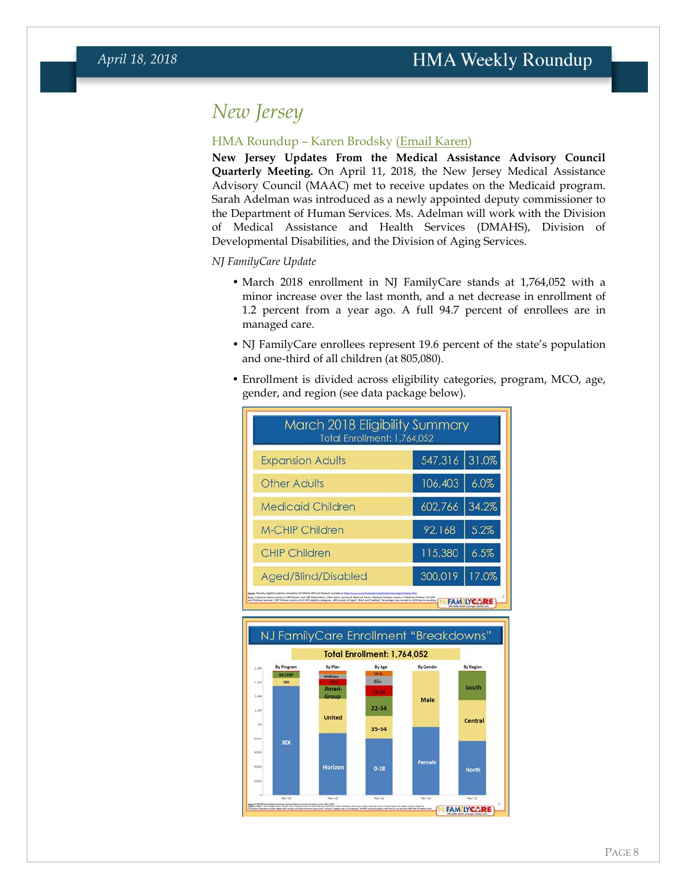# New Jersey

## HMA Roundup – Karen Brodsky (Email Karen)

**New Jersey Updates From the Medical Assistance Advisory Council Quarterly Meeting.** On April 11, 2018, the New Jersey Medical Assistance Advisory Council (MAAC) met to receive updates on the Medicaid program. Sarah Adelman was introduced as a newly appointed deputy commissioner to the Department of Human Services. Ms. Adelman will work with the Division of Medical Assistance and Health Services (DMAHS), Division of Developmental Disabilities, and the Division of Aging Services.

*NJ FamilyCare Update*

- March 2018 enrollment in NJ FamilyCare stands at 1,764,052 with a minor increase over the last month, and a net decrease in enrollment of 1.2 percent from a year ago. A full 94.7 percent of enrollees are in managed care.
- NJ FamilyCare enrollees represent 19.6 percent of the state's population and one-third of all children (at 805,080).
- Enrollment is divided across eligibility categories, program, MCO, age, gender, and region (see data package below).

**March 2018 Eligibility Summary**
Total Enrollment: 1,764,052

| Category | Enrollment | Percent |
|---|---|---|
| Expansion Adults | 547,316 | 31.0% |
| Other Adults | 106,403 | 6.0% |
| Medicaid Children | 602,766 | 34.2% |
| M-CHIP Children | 92,168 | 5.2% |
| CHIP Children | 115,380 | 6.5% |
| Aged/Blind/Disabled | 300,019 | 17.0% |

**NJ FamilyCare Enrollment "Breakdowns"**
Total Enrollment: 1,764,052

- By Program: XIX, XXI, M-CHIP
- By Plan: Horizon, United, Ameri-Group, FFS, WellCare
- By Age: 0-18, 35-54, 22-34, 55-64, 65+, 19-21
- By Gender: Female, Male
- By Region: North, Central, South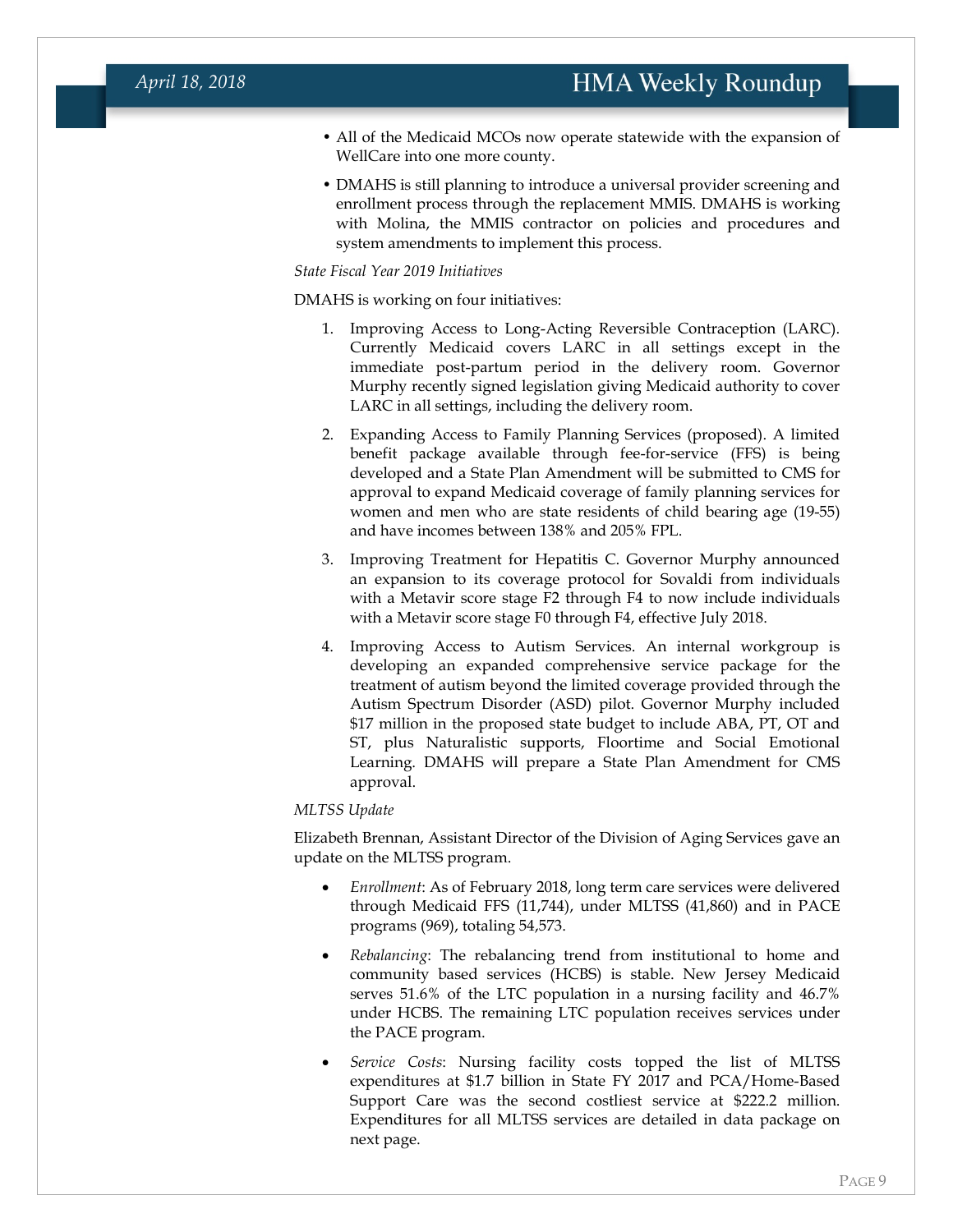- All of the Medicaid MCOs now operate statewide with the expansion of WellCare into one more county.
- DMAHS is still planning to introduce a universal provider screening and enrollment process through the replacement MMIS. DMAHS is working with Molina, the MMIS contractor on policies and procedures and system amendments to implement this process.

*State Fiscal Year 2019 Initiatives*

DMAHS is working on four initiatives:

1. Improving Access to Long-Acting Reversible Contraception (LARC). Currently Medicaid covers LARC in all settings except in the immediate post-partum period in the delivery room. Governor Murphy recently signed legislation giving Medicaid authority to cover LARC in all settings, including the delivery room.
2. Expanding Access to Family Planning Services (proposed). A limited benefit package available through fee-for-service (FFS) is being developed and a State Plan Amendment will be submitted to CMS for approval to expand Medicaid coverage of family planning services for women and men who are state residents of child bearing age (19-55) and have incomes between 138% and 205% FPL.
3. Improving Treatment for Hepatitis C. Governor Murphy announced an expansion to its coverage protocol for Sovaldi from individuals with a Metavir score stage F2 through F4 to now include individuals with a Metavir score stage F0 through F4, effective July 2018.
4. Improving Access to Autism Services. An internal workgroup is developing an expanded comprehensive service package for the treatment of autism beyond the limited coverage provided through the Autism Spectrum Disorder (ASD) pilot. Governor Murphy included $17 million in the proposed state budget to include ABA, PT, OT and ST, plus Naturalistic supports, Floortime and Social Emotional Learning. DMAHS will prepare a State Plan Amendment for CMS approval.

*MLTSS Update*

Elizabeth Brennan, Assistant Director of the Division of Aging Services gave an update on the MLTSS program.

- *Enrollment*: As of February 2018, long term care services were delivered through Medicaid FFS (11,744), under MLTSS (41,860) and in PACE programs (969), totaling 54,573.
- *Rebalancing*: The rebalancing trend from institutional to home and community based services (HCBS) is stable. New Jersey Medicaid serves 51.6% of the LTC population in a nursing facility and 46.7% under HCBS. The remaining LTC population receives services under the PACE program.
- *Service Costs*: Nursing facility costs topped the list of MLTSS expenditures at $1.7 billion in State FY 2017 and PCA/Home-Based Support Care was the second costliest service at $222.2 million. Expenditures for all MLTSS services are detailed in data package on next page.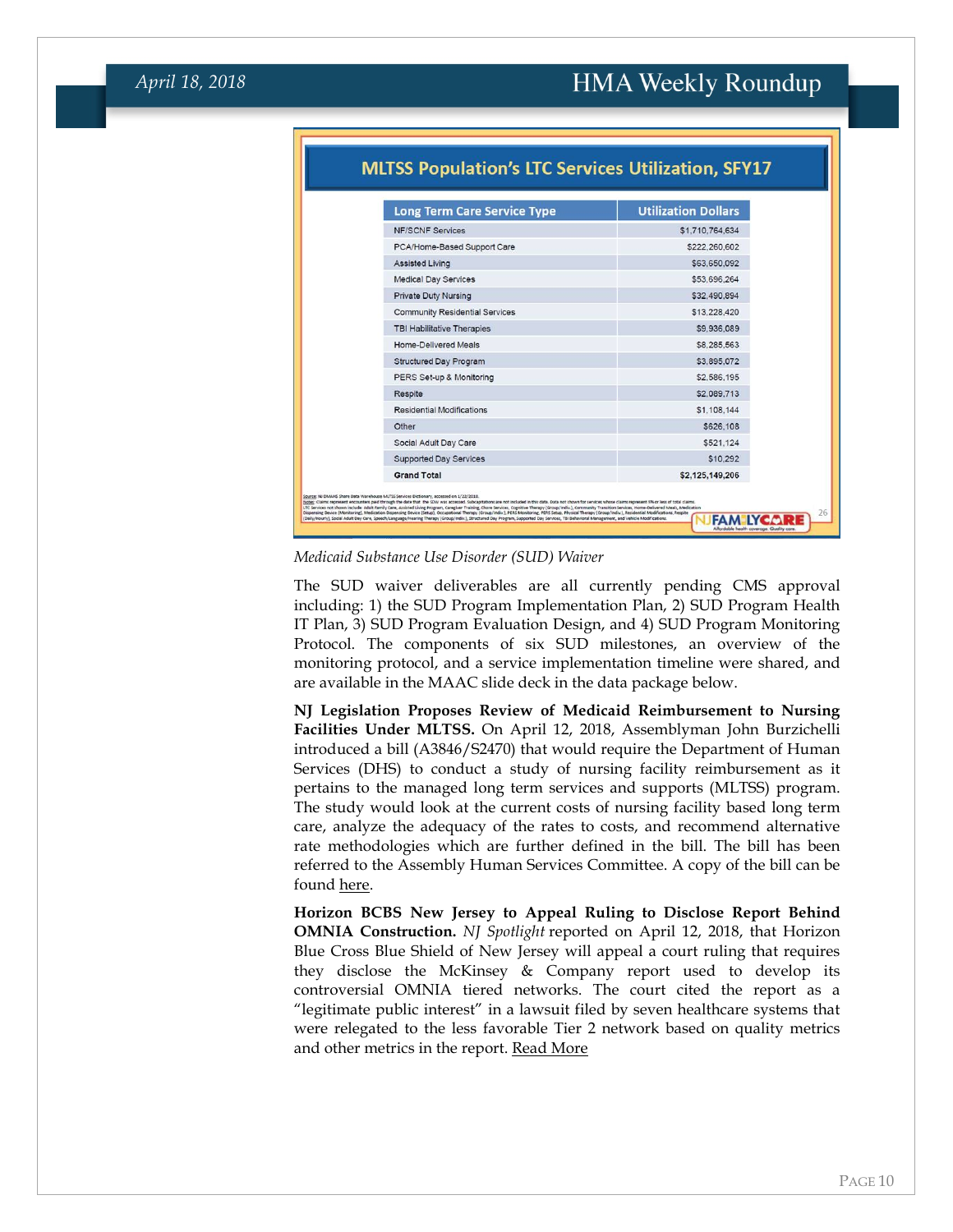## MLTSS Population's LTC Services Utilization, SFY17

| Long Term Care Service Type | Utilization Dollars |
|---|---|
| NF/SCNF Services | $1,710,764,634 |
| PCA/Home-Based Support Care | $222,260,602 |
| Assisted Living | $63,650,092 |
| Medical Day Services | $53,696,264 |
| Private Duty Nursing | $32,490,894 |
| Community Residential Services | $13,228,420 |
| TBI Habilitative Therapies | $9,936,089 |
| Home-Delivered Meals | $8,285,563 |
| Structured Day Program | $3,895,072 |
| PERS Set-up & Monitoring | $2,586,195 |
| Respite | $2,089,713 |
| Residential Modifications | $1,108,144 |
| Other | $626,108 |
| Social Adult Day Care | $521,124 |
| Supported Day Services | $10,292 |
| **Grand Total** | **$2,125,149,206** |

*Medicaid Substance Use Disorder (SUD) Waiver*

The SUD waiver deliverables are all currently pending CMS approval including: 1) the SUD Program Implementation Plan, 2) SUD Program Health IT Plan, 3) SUD Program Evaluation Design, and 4) SUD Program Monitoring Protocol. The components of six SUD milestones, an overview of the monitoring protocol, and a service implementation timeline were shared, and are available in the MAAC slide deck in the data package below.

**NJ Legislation Proposes Review of Medicaid Reimbursement to Nursing Facilities Under MLTSS.** On April 12, 2018, Assemblyman John Burzichelli introduced a bill (A3846/S2470) that would require the Department of Human Services (DHS) to conduct a study of nursing facility reimbursement as it pertains to the managed long term services and supports (MLTSS) program. The study would look at the current costs of nursing facility based long term care, analyze the adequacy of the rates to costs, and recommend alternative rate methodologies which are further defined in the bill. The bill has been referred to the Assembly Human Services Committee. A copy of the bill can be found here.

**Horizon BCBS New Jersey to Appeal Ruling to Disclose Report Behind OMNIA Construction.** *NJ Spotlight* reported on April 12, 2018, that Horizon Blue Cross Blue Shield of New Jersey will appeal a court ruling that requires they disclose the McKinsey & Company report used to develop its controversial OMNIA tiered networks. The court cited the report as a "legitimate public interest" in a lawsuit filed by seven healthcare systems that were relegated to the less favorable Tier 2 network based on quality metrics and other metrics in the report. Read More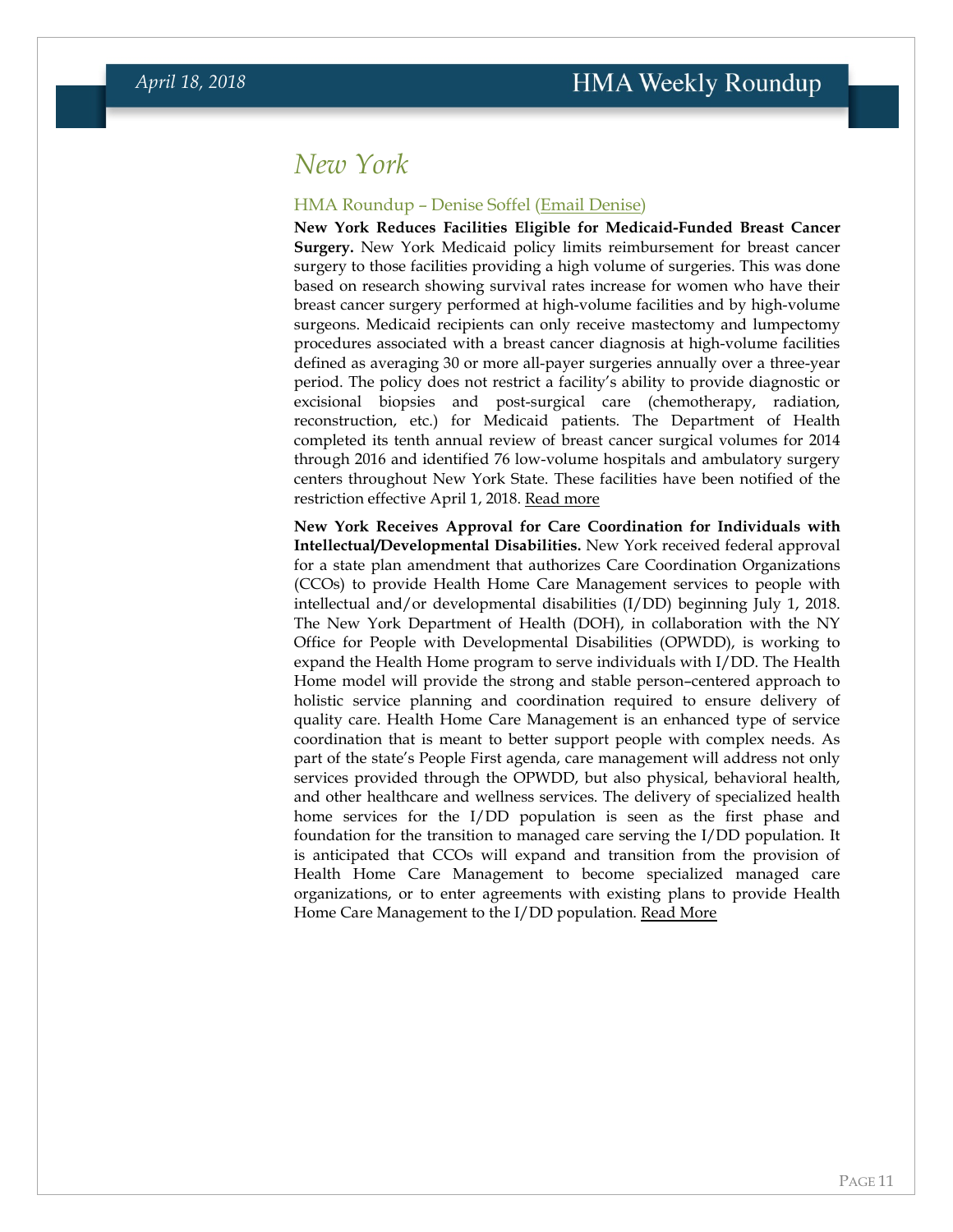## New York

### HMA Roundup – Denise Soffel (Email Denise)

**New York Reduces Facilities Eligible for Medicaid-Funded Breast Cancer Surgery.** New York Medicaid policy limits reimbursement for breast cancer surgery to those facilities providing a high volume of surgeries. This was done based on research showing survival rates increase for women who have their breast cancer surgery performed at high-volume facilities and by high-volume surgeons. Medicaid recipients can only receive mastectomy and lumpectomy procedures associated with a breast cancer diagnosis at high-volume facilities defined as averaging 30 or more all-payer surgeries annually over a three-year period. The policy does not restrict a facility's ability to provide diagnostic or excisional biopsies and post-surgical care (chemotherapy, radiation, reconstruction, etc.) for Medicaid patients. The Department of Health completed its tenth annual review of breast cancer surgical volumes for 2014 through 2016 and identified 76 low-volume hospitals and ambulatory surgery centers throughout New York State. These facilities have been notified of the restriction effective April 1, 2018. Read more

**New York Receives Approval for Care Coordination for Individuals with Intellectual/Developmental Disabilities.** New York received federal approval for a state plan amendment that authorizes Care Coordination Organizations (CCOs) to provide Health Home Care Management services to people with intellectual and/or developmental disabilities (I/DD) beginning July 1, 2018. The New York Department of Health (DOH), in collaboration with the NY Office for People with Developmental Disabilities (OPWDD), is working to expand the Health Home program to serve individuals with I/DD. The Health Home model will provide the strong and stable person–centered approach to holistic service planning and coordination required to ensure delivery of quality care. Health Home Care Management is an enhanced type of service coordination that is meant to better support people with complex needs. As part of the state's People First agenda, care management will address not only services provided through the OPWDD, but also physical, behavioral health, and other healthcare and wellness services. The delivery of specialized health home services for the I/DD population is seen as the first phase and foundation for the transition to managed care serving the I/DD population. It is anticipated that CCOs will expand and transition from the provision of Health Home Care Management to become specialized managed care organizations, or to enter agreements with existing plans to provide Health Home Care Management to the I/DD population. Read More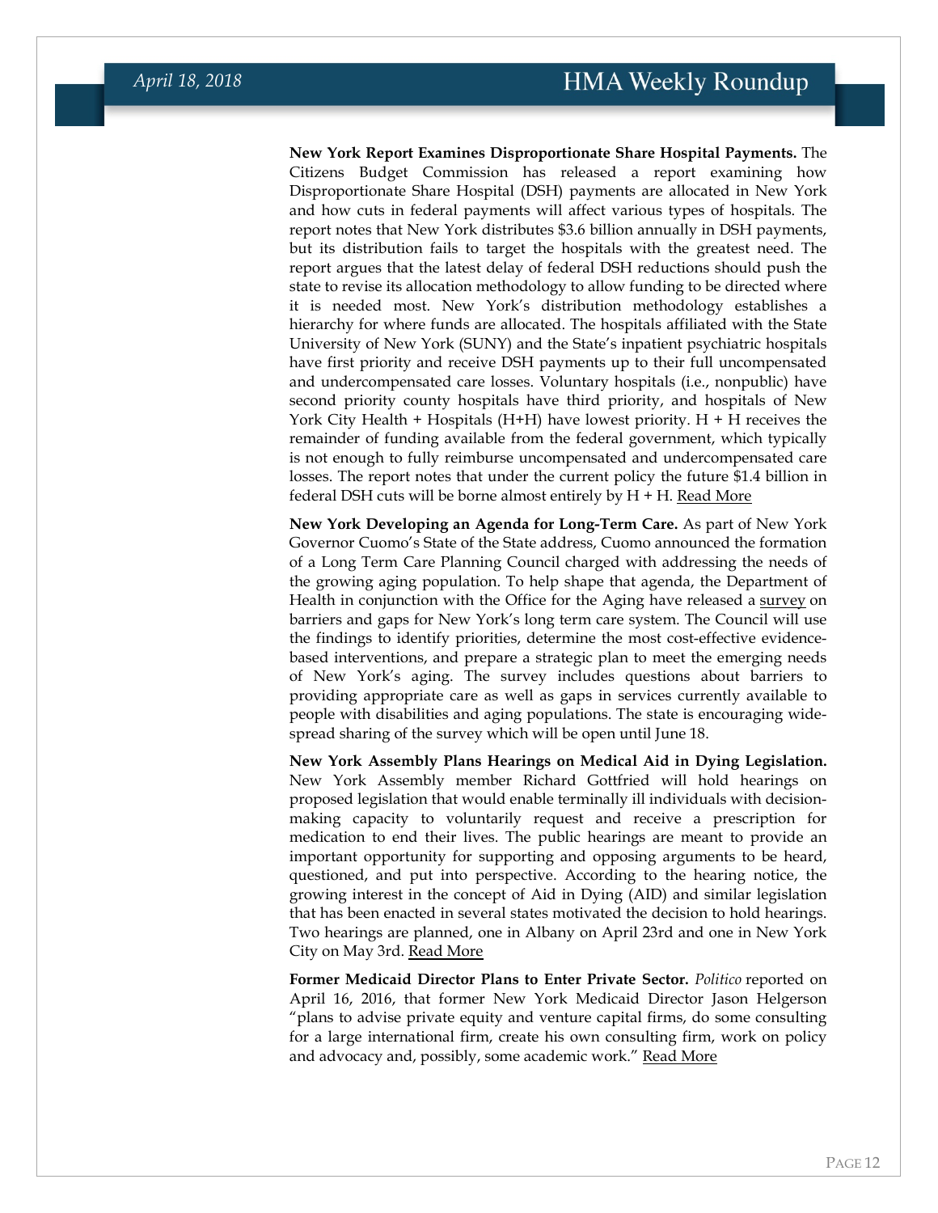**New York Report Examines Disproportionate Share Hospital Payments.** The Citizens Budget Commission has released a report examining how Disproportionate Share Hospital (DSH) payments are allocated in New York and how cuts in federal payments will affect various types of hospitals. The report notes that New York distributes $3.6 billion annually in DSH payments, but its distribution fails to target the hospitals with the greatest need. The report argues that the latest delay of federal DSH reductions should push the state to revise its allocation methodology to allow funding to be directed where it is needed most. New York's distribution methodology establishes a hierarchy for where funds are allocated. The hospitals affiliated with the State University of New York (SUNY) and the State's inpatient psychiatric hospitals have first priority and receive DSH payments up to their full uncompensated and undercompensated care losses. Voluntary hospitals (i.e., nonpublic) have second priority county hospitals have third priority, and hospitals of New York City Health + Hospitals (H+H) have lowest priority. H + H receives the remainder of funding available from the federal government, which typically is not enough to fully reimburse uncompensated and undercompensated care losses. The report notes that under the current policy the future $1.4 billion in federal DSH cuts will be borne almost entirely by H + H. Read More

**New York Developing an Agenda for Long-Term Care.** As part of New York Governor Cuomo's State of the State address, Cuomo announced the formation of a Long Term Care Planning Council charged with addressing the needs of the growing aging population. To help shape that agenda, the Department of Health in conjunction with the Office for the Aging have released a survey on barriers and gaps for New York's long term care system. The Council will use the findings to identify priorities, determine the most cost-effective evidence-based interventions, and prepare a strategic plan to meet the emerging needs of New York's aging. The survey includes questions about barriers to providing appropriate care as well as gaps in services currently available to people with disabilities and aging populations. The state is encouraging wide-spread sharing of the survey which will be open until June 18.

**New York Assembly Plans Hearings on Medical Aid in Dying Legislation.** New York Assembly member Richard Gottfried will hold hearings on proposed legislation that would enable terminally ill individuals with decision-making capacity to voluntarily request and receive a prescription for medication to end their lives. The public hearings are meant to provide an important opportunity for supporting and opposing arguments to be heard, questioned, and put into perspective. According to the hearing notice, the growing interest in the concept of Aid in Dying (AID) and similar legislation that has been enacted in several states motivated the decision to hold hearings. Two hearings are planned, one in Albany on April 23rd and one in New York City on May 3rd. Read More

**Former Medicaid Director Plans to Enter Private Sector.** *Politico* reported on April 16, 2016, that former New York Medicaid Director Jason Helgerson "plans to advise private equity and venture capital firms, do some consulting for a large international firm, create his own consulting firm, work on policy and advocacy and, possibly, some academic work." Read More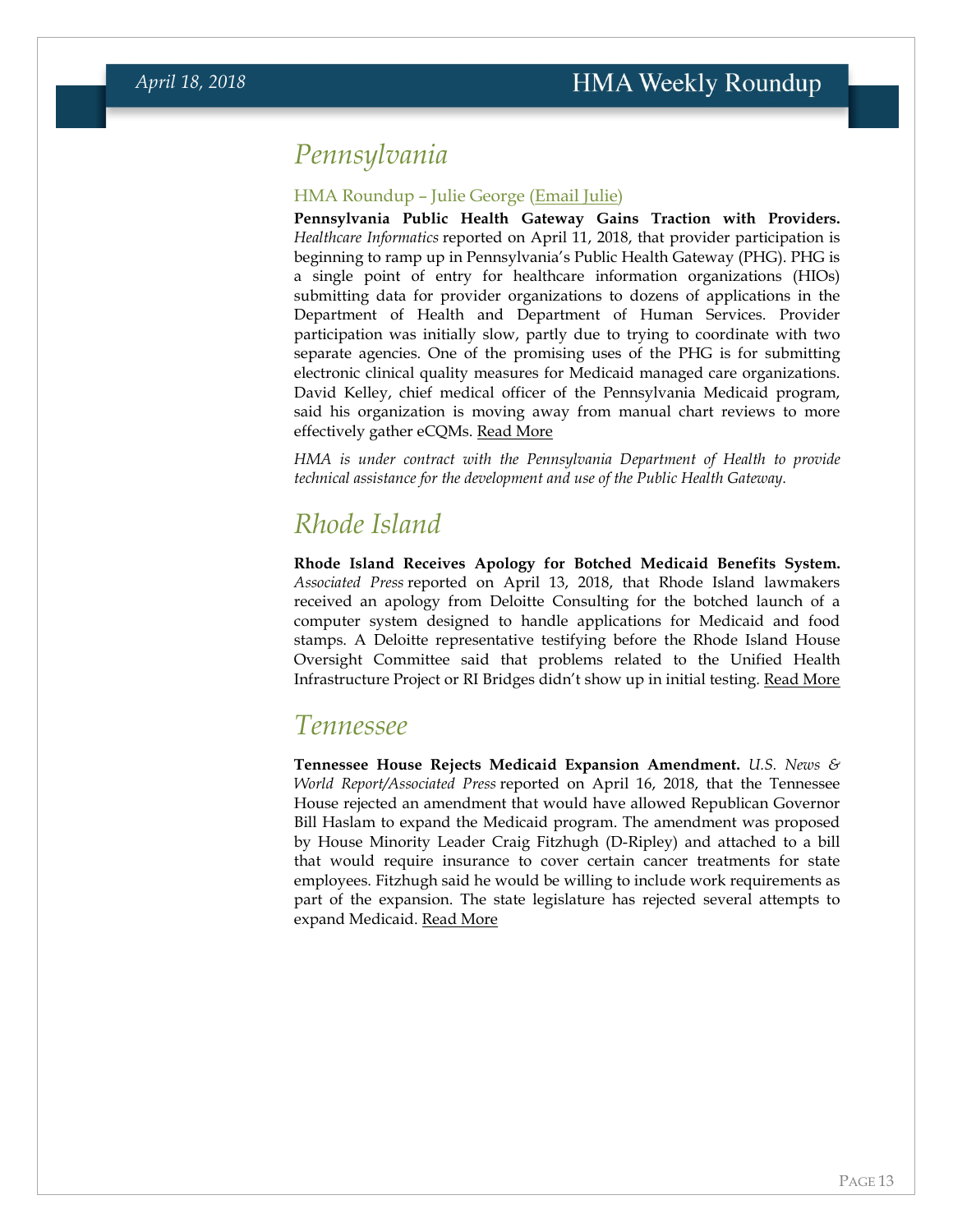# Pennsylvania

### HMA Roundup – Julie George (Email Julie)

**Pennsylvania Public Health Gateway Gains Traction with Providers.** *Healthcare Informatics* reported on April 11, 2018, that provider participation is beginning to ramp up in Pennsylvania's Public Health Gateway (PHG). PHG is a single point of entry for healthcare information organizations (HIOs) submitting data for provider organizations to dozens of applications in the Department of Health and Department of Human Services. Provider participation was initially slow, partly due to trying to coordinate with two separate agencies. One of the promising uses of the PHG is for submitting electronic clinical quality measures for Medicaid managed care organizations. David Kelley, chief medical officer of the Pennsylvania Medicaid program, said his organization is moving away from manual chart reviews to more effectively gather eCQMs. Read More

*HMA is under contract with the Pennsylvania Department of Health to provide technical assistance for the development and use of the Public Health Gateway.*

# Rhode Island

**Rhode Island Receives Apology for Botched Medicaid Benefits System.** *Associated Press* reported on April 13, 2018, that Rhode Island lawmakers received an apology from Deloitte Consulting for the botched launch of a computer system designed to handle applications for Medicaid and food stamps. A Deloitte representative testifying before the Rhode Island House Oversight Committee said that problems related to the Unified Health Infrastructure Project or RI Bridges didn't show up in initial testing. Read More

# Tennessee

**Tennessee House Rejects Medicaid Expansion Amendment.** *U.S. News & World Report/Associated Press* reported on April 16, 2018, that the Tennessee House rejected an amendment that would have allowed Republican Governor Bill Haslam to expand the Medicaid program. The amendment was proposed by House Minority Leader Craig Fitzhugh (D-Ripley) and attached to a bill that would require insurance to cover certain cancer treatments for state employees. Fitzhugh said he would be willing to include work requirements as part of the expansion. The state legislature has rejected several attempts to expand Medicaid. Read More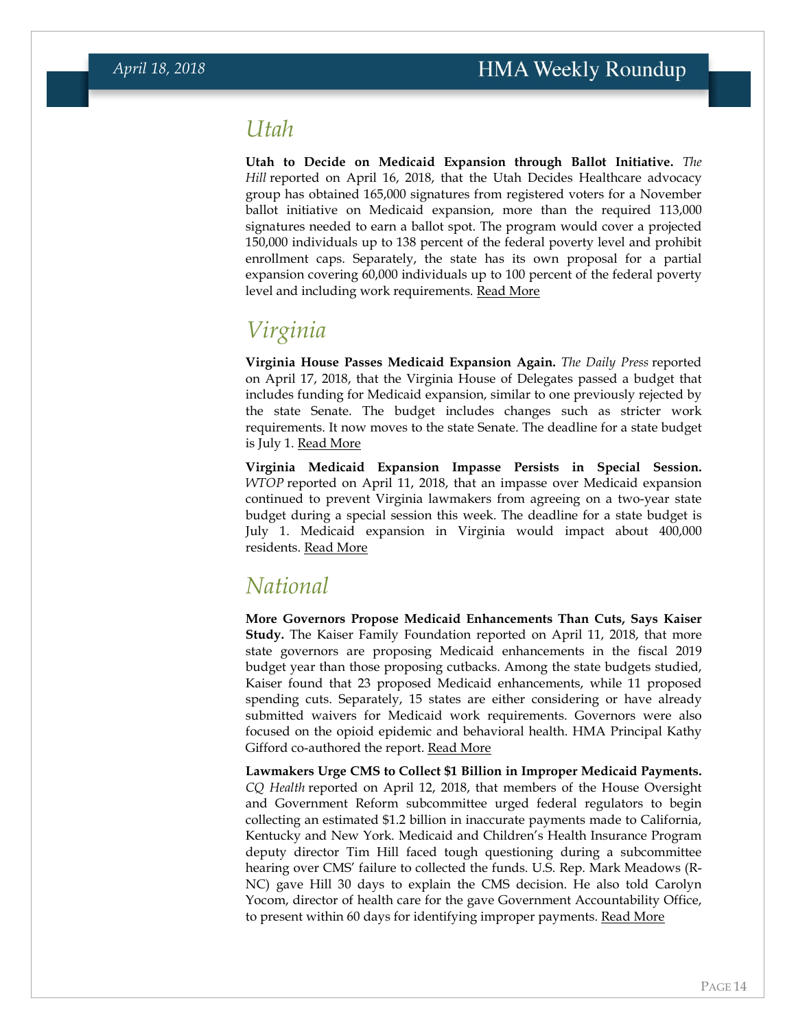## Utah

**Utah to Decide on Medicaid Expansion through Ballot Initiative.** *The Hill* reported on April 16, 2018, that the Utah Decides Healthcare advocacy group has obtained 165,000 signatures from registered voters for a November ballot initiative on Medicaid expansion, more than the required 113,000 signatures needed to earn a ballot spot. The program would cover a projected 150,000 individuals up to 138 percent of the federal poverty level and prohibit enrollment caps. Separately, the state has its own proposal for a partial expansion covering 60,000 individuals up to 100 percent of the federal poverty level and including work requirements. Read More

## Virginia

**Virginia House Passes Medicaid Expansion Again.** *The Daily Press* reported on April 17, 2018, that the Virginia House of Delegates passed a budget that includes funding for Medicaid expansion, similar to one previously rejected by the state Senate. The budget includes changes such as stricter work requirements. It now moves to the state Senate. The deadline for a state budget is July 1. Read More

**Virginia Medicaid Expansion Impasse Persists in Special Session.** *WTOP* reported on April 11, 2018, that an impasse over Medicaid expansion continued to prevent Virginia lawmakers from agreeing on a two-year state budget during a special session this week. The deadline for a state budget is July 1. Medicaid expansion in Virginia would impact about 400,000 residents. Read More

## National

**More Governors Propose Medicaid Enhancements Than Cuts, Says Kaiser Study.** The Kaiser Family Foundation reported on April 11, 2018, that more state governors are proposing Medicaid enhancements in the fiscal 2019 budget year than those proposing cutbacks. Among the state budgets studied, Kaiser found that 23 proposed Medicaid enhancements, while 11 proposed spending cuts. Separately, 15 states are either considering or have already submitted waivers for Medicaid work requirements. Governors were also focused on the opioid epidemic and behavioral health. HMA Principal Kathy Gifford co-authored the report. Read More

**Lawmakers Urge CMS to Collect $1 Billion in Improper Medicaid Payments.** *CQ Health* reported on April 12, 2018, that members of the House Oversight and Government Reform subcommittee urged federal regulators to begin collecting an estimated $1.2 billion in inaccurate payments made to California, Kentucky and New York. Medicaid and Children's Health Insurance Program deputy director Tim Hill faced tough questioning during a subcommittee hearing over CMS' failure to collected the funds. U.S. Rep. Mark Meadows (R-NC) gave Hill 30 days to explain the CMS decision. He also told Carolyn Yocom, director of health care for the gave Government Accountability Office, to present within 60 days for identifying improper payments. Read More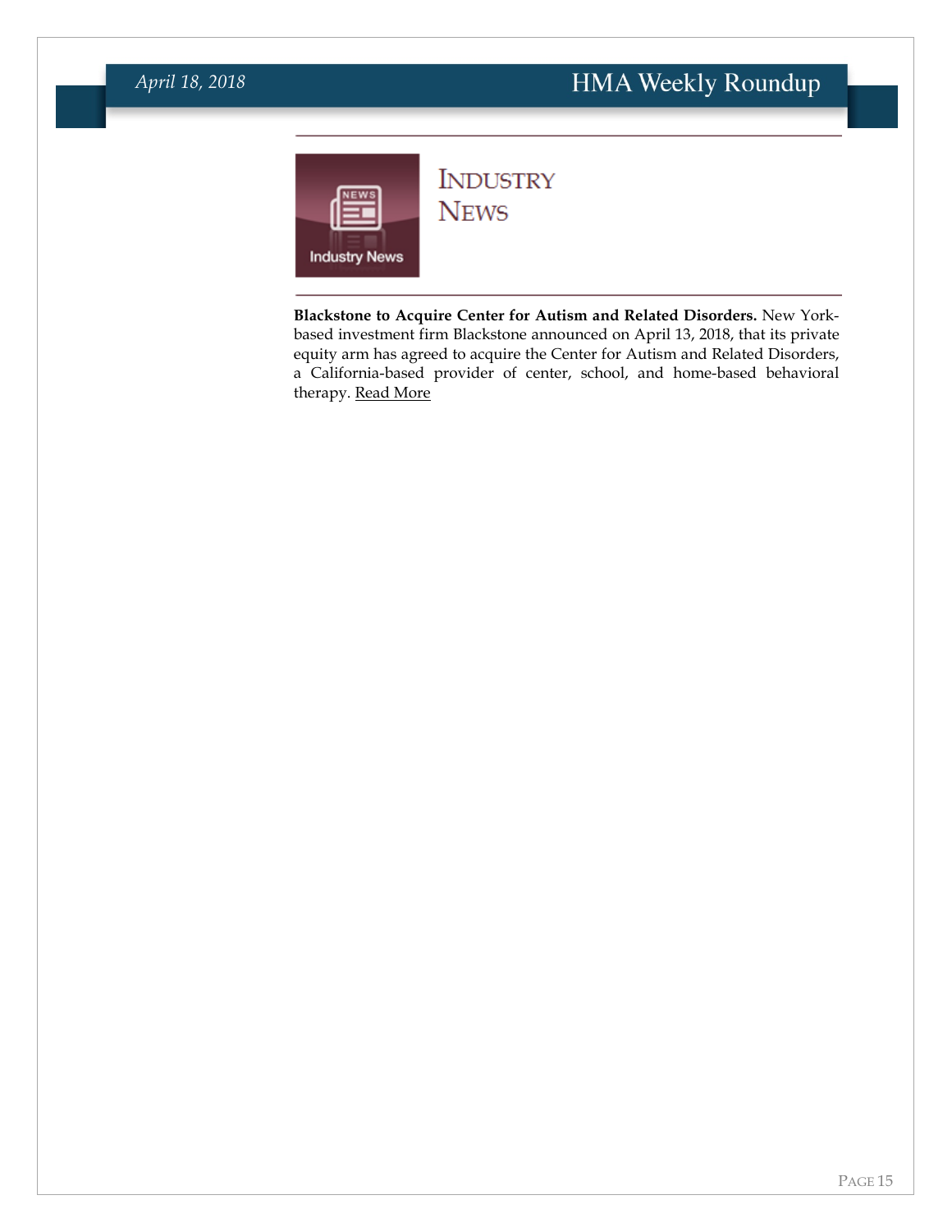# Industry News

**Blackstone to Acquire Center for Autism and Related Disorders.** New York-based investment firm Blackstone announced on April 13, 2018, that its private equity arm has agreed to acquire the Center for Autism and Related Disorders, a California-based provider of center, school, and home-based behavioral therapy. Read More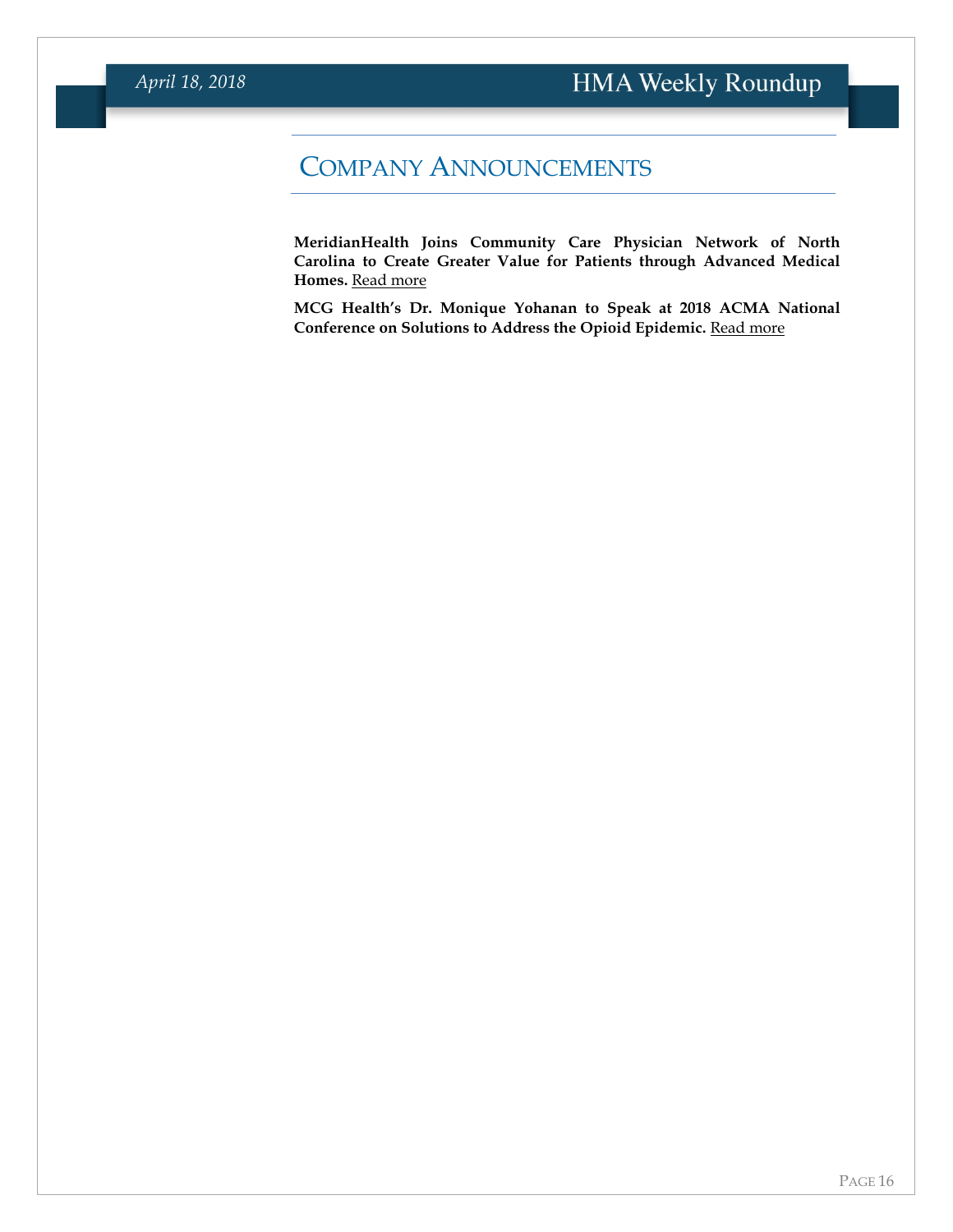## Company Announcements

**MeridianHealth Joins Community Care Physician Network of North Carolina to Create Greater Value for Patients through Advanced Medical Homes.** Read more

**MCG Health's Dr. Monique Yohanan to Speak at 2018 ACMA National Conference on Solutions to Address the Opioid Epidemic.** Read more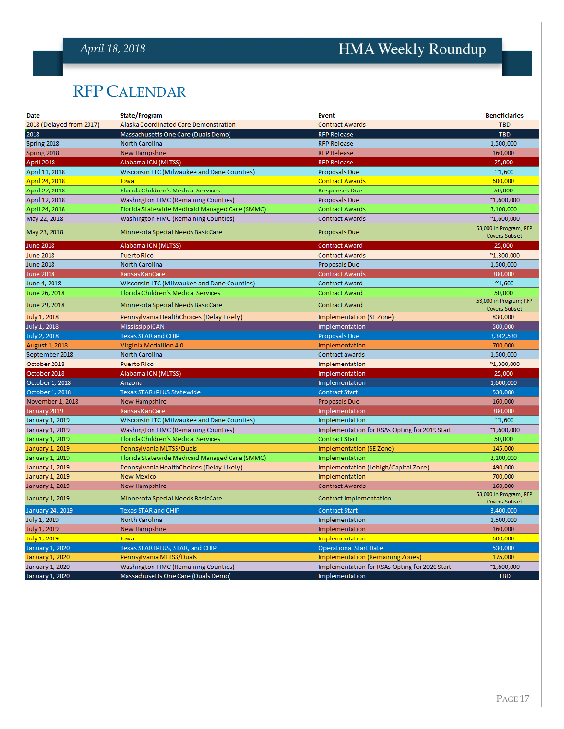## RFP Calendar

| Date | State/Program | Event | Beneficiaries |
|---|---|---|---|
| 2018 (Delayed from 2017) | Alaska Coordinated Care Demonstration | Contract Awards | TBD |
| 2018 | Massachusetts One Care (Duals Demo) | RFP Release | TBD |
| Spring 2018 | North Carolina | RFP Release | 1,500,000 |
| Spring 2018 | New Hampshire | RFP Release | 160,000 |
| April 2018 | Alabama ICN (MLTSS) | RFP Release | 25,000 |
| April 11, 2018 | Wisconsin LTC (Milwaukee and Dane Counties) | Proposals Due | ~1,600 |
| April 24, 2018 | Iowa | Contract Awards | 600,000 |
| April 27, 2018 | Florida Children's Medical Services | Responses Due | 50,000 |
| April 12, 2018 | Washington FIMC (Remaining Counties) | Proposals Due | ~1,600,000 |
| April 24, 2018 | Florida Statewide Medicaid Managed Care (SMMC) | Contract Awards | 3,100,000 |
| May 22, 2018 | Washington FIMC (Remaining Counties) | Contract Awards | ~1,600,000 |
| May 23, 2018 | Minnesota Special Needs BasicCare | Proposals Due | 53,000 in Program; RFP Covers Subset |
| June 2018 | Alabama ICN (MLTSS) | Contract Award | 25,000 |
| June 2018 | Puerto Rico | Contract Awards | ~1,300,000 |
| June 2018 | North Carolina | Proposals Due | 1,500,000 |
| June 2018 | Kansas KanCare | Contract Awards | 380,000 |
| June 4, 2018 | Wisconsin LTC (Milwaukee and Dane Counties) | Contract Award | ~1,600 |
| June 26, 2018 | Florida Children's Medical Services | Contract Award | 50,000 |
| June 29, 2018 | Minnesota Special Needs BasicCare | Contract Award | 53,000 in Program; RFP Covers Subset |
| July 1, 2018 | Pennsylvania HealthChoices (Delay Likely) | Implementation (SE Zone) | 830,000 |
| July 1, 2018 | MississippiCAN | Implementation | 500,000 |
| July 2, 2018 | Texas STAR and CHIP | Proposals Due | 3,342,530 |
| August 1, 2018 | Virginia Medallion 4.0 | Implementation | 700,000 |
| September 2018 | North Carolina | Contract awards | 1,500,000 |
| October 2018 | Puerto Rico | Implementation | ~1,300,000 |
| October 2018 | Alabama ICN (MLTSS) | Implementation | 25,000 |
| October 1, 2018 | Arizona | Implementation | 1,600,000 |
| October 1, 2018 | Texas STAR+PLUS Statewide | Contract Start | 530,000 |
| November 1, 2018 | New Hampshire | Proposals Due | 160,000 |
| January 2019 | Kansas KanCare | Implementation | 380,000 |
| January 1, 2019 | Wisconsin LTC (Milwaukee and Dane Counties) | Implementation | ~1,600 |
| January 1, 2019 | Washington FIMC (Remaining Counties) | Implementation for RSAs Opting for 2019 Start | ~1,600,000 |
| January 1, 2019 | Florida Children's Medical Services | Contract Start | 50,000 |
| January 1, 2019 | Pennsylvania MLTSS/Duals | Implementation (SE Zone) | 145,000 |
| January 1, 2019 | Florida Statewide Medicaid Managed Care (SMMC) | Implementation | 3,100,000 |
| January 1, 2019 | Pennsylvania HealthChoices (Delay Likely) | Implementation (Lehigh/Capital Zone) | 490,000 |
| January 1, 2019 | New Mexico | Implementation | 700,000 |
| January 1, 2019 | New Hampshire | Contract Awards | 160,000 |
| January 1, 2019 | Minnesota Special Needs BasicCare | Contract Implementation | 53,000 in Program; RFP Covers Subset |
| January 24, 2019 | Texas STAR and CHIP | Contract Start | 3,400,000 |
| July 1, 2019 | North Carolina | Implementation | 1,500,000 |
| July 1, 2019 | New Hampshire | Implementation | 160,000 |
| July 1, 2019 | Iowa | Implementation | 600,000 |
| January 1, 2020 | Texas STAR+PLUS, STAR, and CHIP | Operational Start Date | 530,000 |
| January 1, 2020 | Pennsylvania MLTSS/Duals | Implementation (Remaining Zones) | 175,000 |
| January 1, 2020 | Washington FIMC (Remaining Counties) | Implementation for RSAs Opting for 2020 Start | ~1,600,000 |
| January 1, 2020 | Massachusetts One Care (Duals Demo) | Implementation | TBD |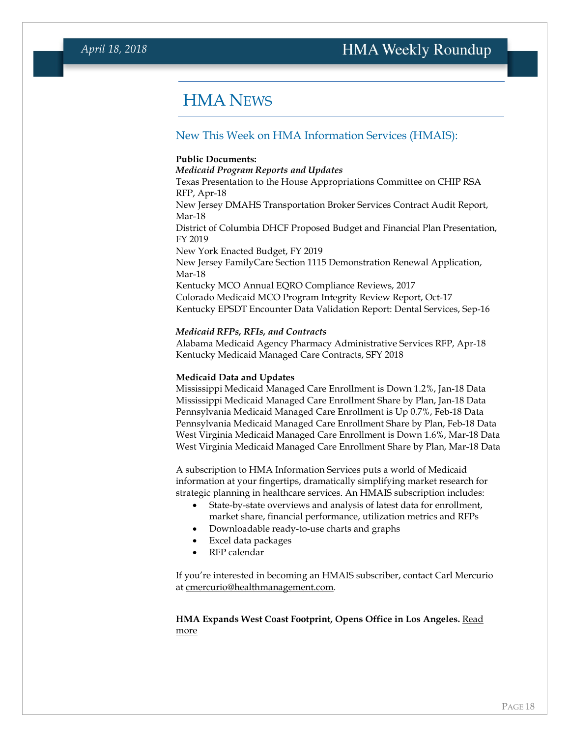# HMA NEWS

## New This Week on HMA Information Services (HMAIS):

**Public Documents:**

***Medicaid Program Reports and Updates***

Texas Presentation to the House Appropriations Committee on CHIP RSA RFP, Apr-18
New Jersey DMAHS Transportation Broker Services Contract Audit Report, Mar-18
District of Columbia DHCF Proposed Budget and Financial Plan Presentation, FY 2019
New York Enacted Budget, FY 2019
New Jersey FamilyCare Section 1115 Demonstration Renewal Application, Mar-18
Kentucky MCO Annual EQRO Compliance Reviews, 2017
Colorado Medicaid MCO Program Integrity Review Report, Oct-17
Kentucky EPSDT Encounter Data Validation Report: Dental Services, Sep-16

***Medicaid RFPs, RFIs, and Contracts***

Alabama Medicaid Agency Pharmacy Administrative Services RFP, Apr-18
Kentucky Medicaid Managed Care Contracts, SFY 2018

**Medicaid Data and Updates**

Mississippi Medicaid Managed Care Enrollment is Down 1.2%, Jan-18 Data
Mississippi Medicaid Managed Care Enrollment Share by Plan, Jan-18 Data
Pennsylvania Medicaid Managed Care Enrollment is Up 0.7%, Feb-18 Data
Pennsylvania Medicaid Managed Care Enrollment Share by Plan, Feb-18 Data
West Virginia Medicaid Managed Care Enrollment is Down 1.6%, Mar-18 Data
West Virginia Medicaid Managed Care Enrollment Share by Plan, Mar-18 Data

A subscription to HMA Information Services puts a world of Medicaid information at your fingertips, dramatically simplifying market research for strategic planning in healthcare services. An HMAIS subscription includes:

- State-by-state overviews and analysis of latest data for enrollment, market share, financial performance, utilization metrics and RFPs
- Downloadable ready-to-use charts and graphs
- Excel data packages
- RFP calendar

If you're interested in becoming an HMAIS subscriber, contact Carl Mercurio at cmercurio@healthmanagement.com.

**HMA Expands West Coast Footprint, Opens Office in Los Angeles.** Read more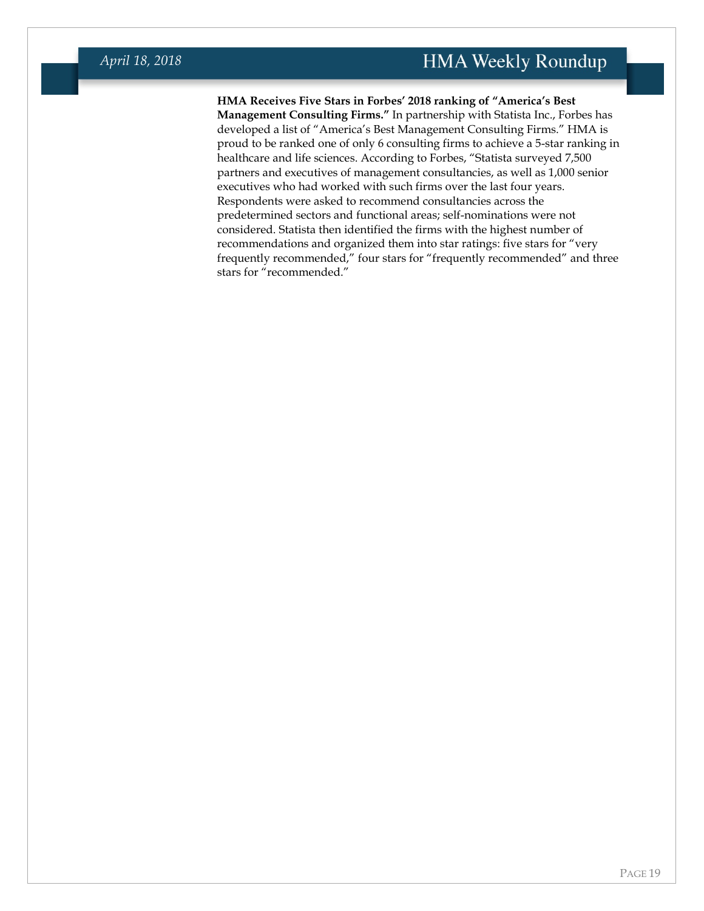**HMA Receives Five Stars in Forbes' 2018 ranking of "America's Best Management Consulting Firms."** In partnership with Statista Inc., Forbes has developed a list of "America's Best Management Consulting Firms." HMA is proud to be ranked one of only 6 consulting firms to achieve a 5-star ranking in healthcare and life sciences. According to Forbes, "Statista surveyed 7,500 partners and executives of management consultancies, as well as 1,000 senior executives who had worked with such firms over the last four years. Respondents were asked to recommend consultancies across the predetermined sectors and functional areas; self-nominations were not considered. Statista then identified the firms with the highest number of recommendations and organized them into star ratings: five stars for "very frequently recommended," four stars for "frequently recommended" and three stars for "recommended."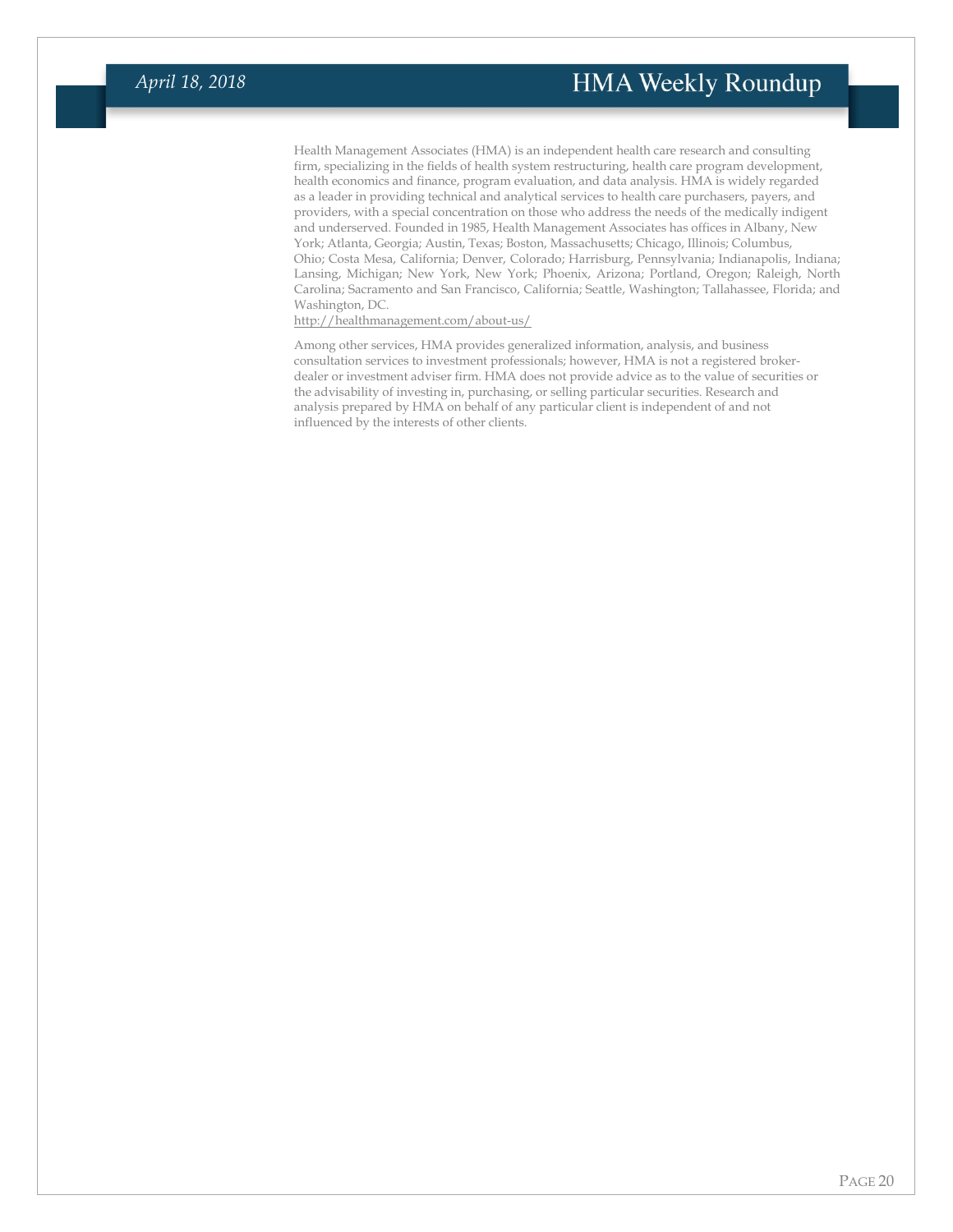Health Management Associates (HMA) is an independent health care research and consulting firm, specializing in the fields of health system restructuring, health care program development, health economics and finance, program evaluation, and data analysis. HMA is widely regarded as a leader in providing technical and analytical services to health care purchasers, payers, and providers, with a special concentration on those who address the needs of the medically indigent and underserved. Founded in 1985, Health Management Associates has offices in Albany, New York; Atlanta, Georgia; Austin, Texas; Boston, Massachusetts; Chicago, Illinois; Columbus, Ohio; Costa Mesa, California; Denver, Colorado; Harrisburg, Pennsylvania; Indianapolis, Indiana; Lansing, Michigan; New York, New York; Phoenix, Arizona; Portland, Oregon; Raleigh, North Carolina; Sacramento and San Francisco, California; Seattle, Washington; Tallahassee, Florida; and Washington, DC.
http://healthmanagement.com/about-us/

Among other services, HMA provides generalized information, analysis, and business consultation services to investment professionals; however, HMA is not a registered broker-dealer or investment adviser firm. HMA does not provide advice as to the value of securities or the advisability of investing in, purchasing, or selling particular securities. Research and analysis prepared by HMA on behalf of any particular client is independent of and not influenced by the interests of other clients.